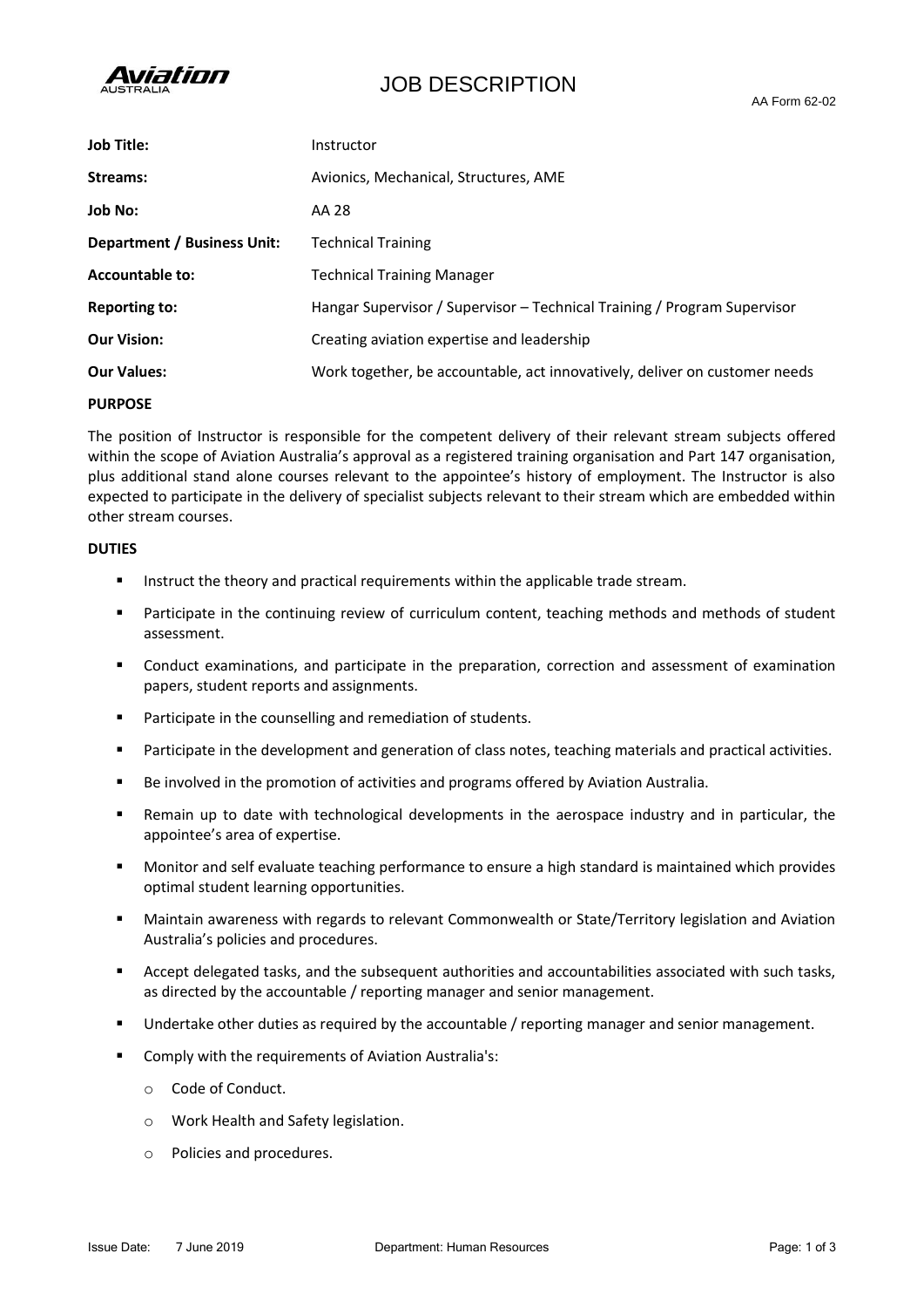# JOB DESCRIPTION

AA Form 62-02

| | |
|---|---|
| **Job Title:** | Instructor |
| **Streams:** | Avionics, Mechanical, Structures, AME |
| **Job No:** | AA 28 |
| **Department / Business Unit:** | Technical Training |
| **Accountable to:** | Technical Training Manager |
| **Reporting to:** | Hangar Supervisor / Supervisor – Technical Training / Program Supervisor |
| **Our Vision:** | Creating aviation expertise and leadership |
| **Our Values:** | Work together, be accountable, act innovatively, deliver on customer needs |

**PURPOSE**

The position of Instructor is responsible for the competent delivery of their relevant stream subjects offered within the scope of Aviation Australia's approval as a registered training organisation and Part 147 organisation, plus additional stand alone courses relevant to the appointee's history of employment. The Instructor is also expected to participate in the delivery of specialist subjects relevant to their stream which are embedded within other stream courses.

**DUTIES**

- Instruct the theory and practical requirements within the applicable trade stream.
- Participate in the continuing review of curriculum content, teaching methods and methods of student assessment.
- Conduct examinations, and participate in the preparation, correction and assessment of examination papers, student reports and assignments.
- Participate in the counselling and remediation of students.
- Participate in the development and generation of class notes, teaching materials and practical activities.
- Be involved in the promotion of activities and programs offered by Aviation Australia.
- Remain up to date with technological developments in the aerospace industry and in particular, the appointee's area of expertise.
- Monitor and self evaluate teaching performance to ensure a high standard is maintained which provides optimal student learning opportunities.
- Maintain awareness with regards to relevant Commonwealth or State/Territory legislation and Aviation Australia's policies and procedures.
- Accept delegated tasks, and the subsequent authorities and accountabilities associated with such tasks, as directed by the accountable / reporting manager and senior management.
- Undertake other duties as required by the accountable / reporting manager and senior management.
- Comply with the requirements of Aviation Australia's:
  - Code of Conduct.
  - Work Health and Safety legislation.
  - Policies and procedures.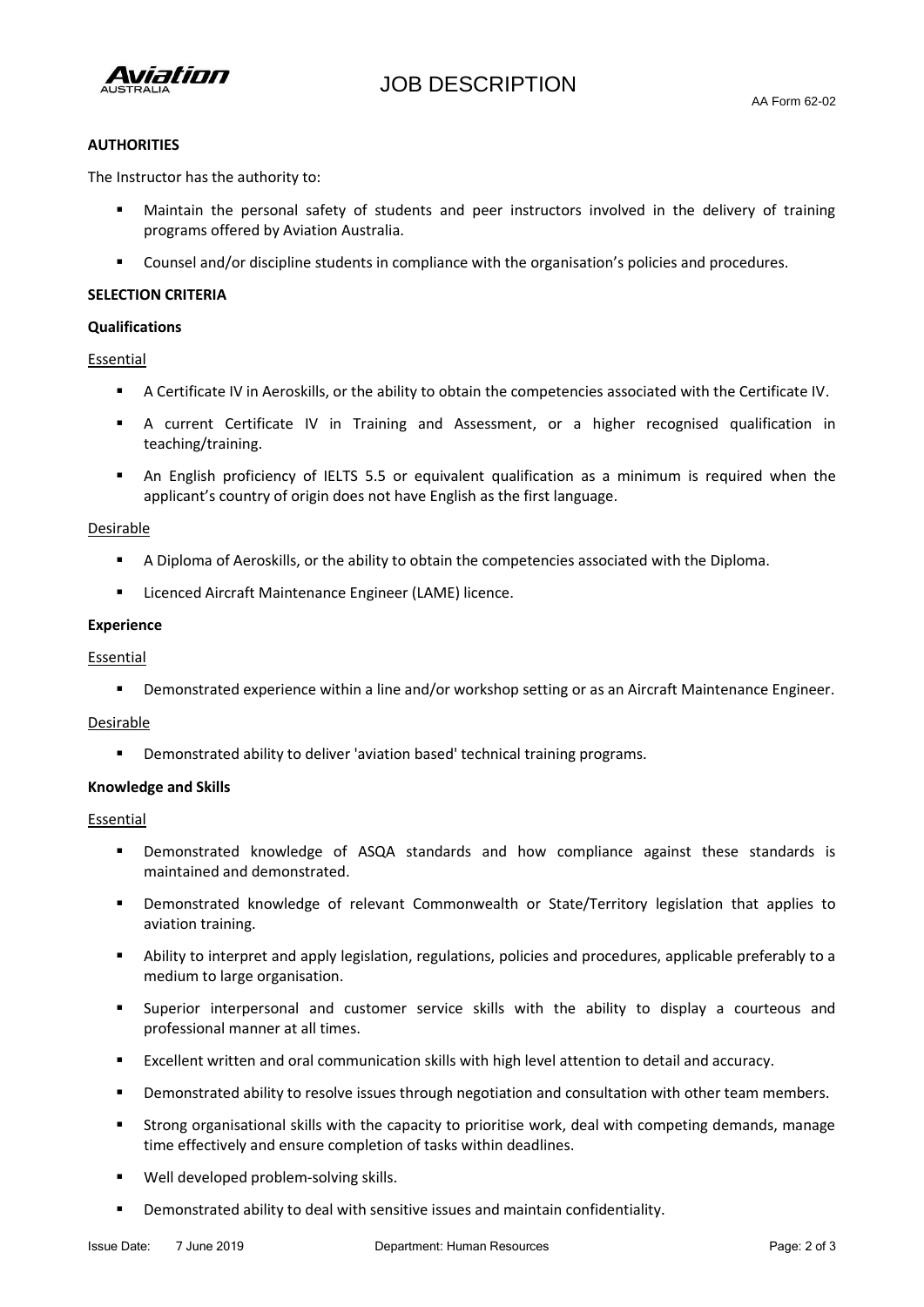**AUTHORITIES**

The Instructor has the authority to:

- Maintain the personal safety of students and peer instructors involved in the delivery of training programs offered by Aviation Australia.
- Counsel and/or discipline students in compliance with the organisation's policies and procedures.

**SELECTION CRITERIA**

**Qualifications**

<u>Essential</u>

- A Certificate IV in Aeroskills, or the ability to obtain the competencies associated with the Certificate IV.
- A current Certificate IV in Training and Assessment, or a higher recognised qualification in teaching/training.
- An English proficiency of IELTS 5.5 or equivalent qualification as a minimum is required when the applicant's country of origin does not have English as the first language.

<u>Desirable</u>

- A Diploma of Aeroskills, or the ability to obtain the competencies associated with the Diploma.
- Licenced Aircraft Maintenance Engineer (LAME) licence.

**Experience**

<u>Essential</u>

- Demonstrated experience within a line and/or workshop setting or as an Aircraft Maintenance Engineer.

<u>Desirable</u>

- Demonstrated ability to deliver 'aviation based' technical training programs.

**Knowledge and Skills**

<u>Essential</u>

- Demonstrated knowledge of ASQA standards and how compliance against these standards is maintained and demonstrated.
- Demonstrated knowledge of relevant Commonwealth or State/Territory legislation that applies to aviation training.
- Ability to interpret and apply legislation, regulations, policies and procedures, applicable preferably to a medium to large organisation.
- Superior interpersonal and customer service skills with the ability to display a courteous and professional manner at all times.
- Excellent written and oral communication skills with high level attention to detail and accuracy.
- Demonstrated ability to resolve issues through negotiation and consultation with other team members.
- Strong organisational skills with the capacity to prioritise work, deal with competing demands, manage time effectively and ensure completion of tasks within deadlines.
- Well developed problem-solving skills.
- Demonstrated ability to deal with sensitive issues and maintain confidentiality.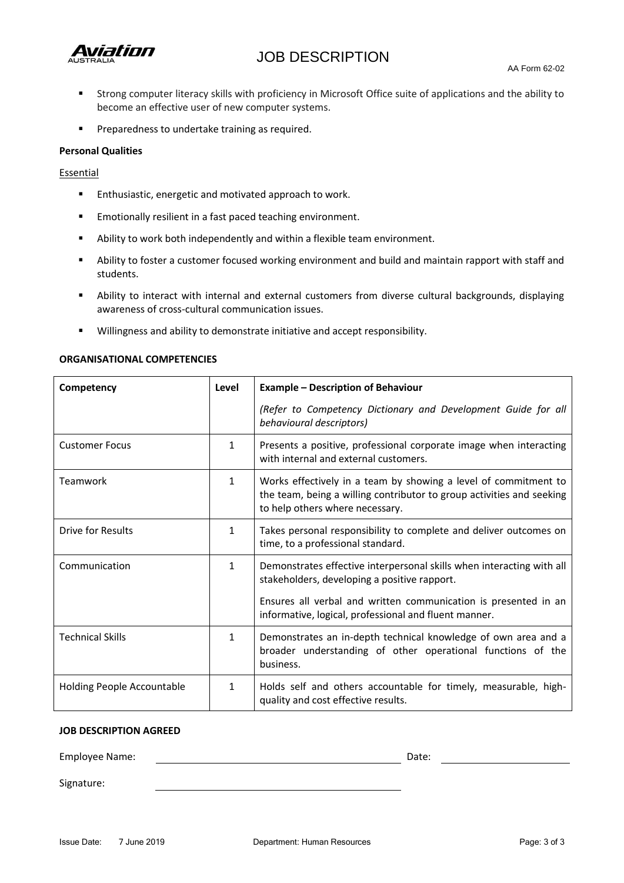- Strong computer literacy skills with proficiency in Microsoft Office suite of applications and the ability to become an effective user of new computer systems.
- Preparedness to undertake training as required.

**Personal Qualities**

Essential

- Enthusiastic, energetic and motivated approach to work.
- Emotionally resilient in a fast paced teaching environment.
- Ability to work both independently and within a flexible team environment.
- Ability to foster a customer focused working environment and build and maintain rapport with staff and students.
- Ability to interact with internal and external customers from diverse cultural backgrounds, displaying awareness of cross-cultural communication issues.
- Willingness and ability to demonstrate initiative and accept responsibility.

**ORGANISATIONAL COMPETENCIES**

| Competency | Level | Example – Description of Behaviour<br>*(Refer to Competency Dictionary and Development Guide for all behavioural descriptors)* |
|---|---|---|
| Customer Focus | 1 | Presents a positive, professional corporate image when interacting with internal and external customers. |
| Teamwork | 1 | Works effectively in a team by showing a level of commitment to the team, being a willing contributor to group activities and seeking to help others where necessary. |
| Drive for Results | 1 | Takes personal responsibility to complete and deliver outcomes on time, to a professional standard. |
| Communication | 1 | Demonstrates effective interpersonal skills when interacting with all stakeholders, developing a positive rapport.<br>Ensures all verbal and written communication is presented in an informative, logical, professional and fluent manner. |
| Technical Skills | 1 | Demonstrates an in-depth technical knowledge of own area and a broader understanding of other operational functions of the business. |
| Holding People Accountable | 1 | Holds self and others accountable for timely, measurable, high-quality and cost effective results. |

**JOB DESCRIPTION AGREED**

Employee Name: \_\_\_\_\_\_\_\_\_\_\_\_\_\_\_\_\_\_\_\_\_\_\_\_\_\_\_\_ Date: \_\_\_\_\_\_\_\_\_\_\_\_\_\_\_\_

Signature: \_\_\_\_\_\_\_\_\_\_\_\_\_\_\_\_\_\_\_\_\_\_\_\_\_\_\_\_